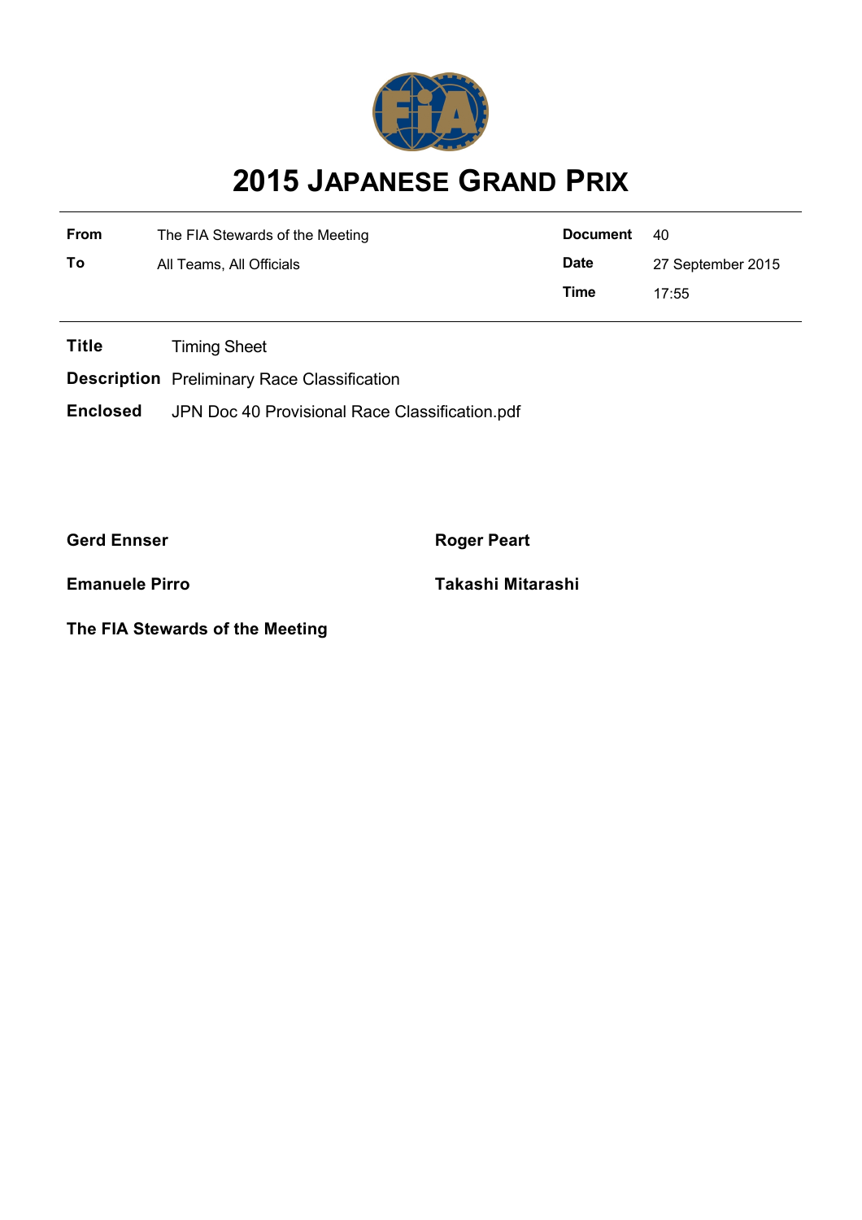# 2015 JAPANESE GRAND PRIX

| | | | |
|---|---|---|---|
| **From** | The FIA Stewards of the Meeting | **Document** | 40 |
| **To** | All Teams, All Officials | **Date** | 27 September 2015 |
| | | **Time** | 17:55 |

| | |
|---|---|
| **Title** | Timing Sheet |
| **Description** | Preliminary Race Classification |
| **Enclosed** | JPN Doc 40 Provisional Race Classification.pdf |

**Gerd Ennser**

**Roger Peart**

**Emanuele Pirro**

**Takashi Mitarashi**

**The FIA Stewards of the Meeting**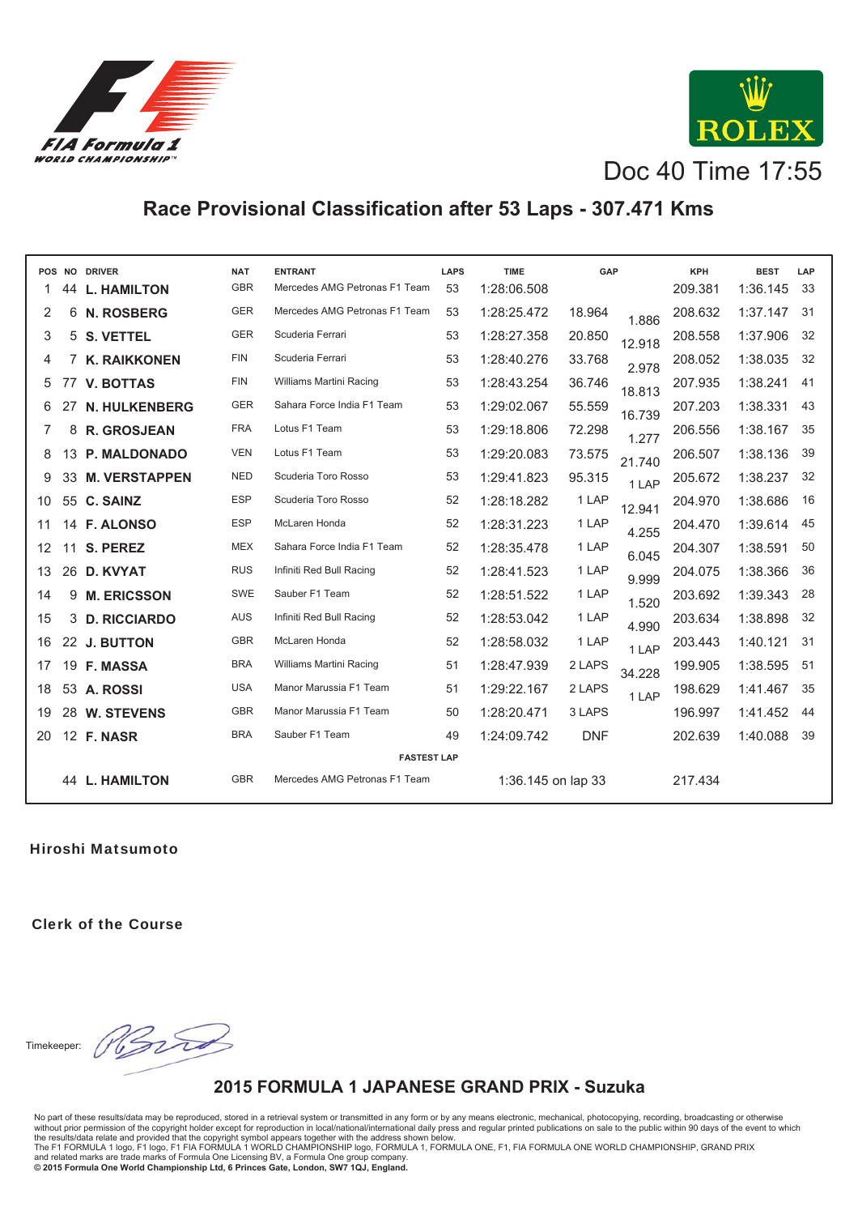Doc 40 Time 17:55

## Race Provisional Classification after 53 Laps - 307.471 Kms

| POS | NO | DRIVER | NAT | ENTRANT | LAPS | TIME | GAP | | KPH | BEST | LAP |
|---|---|---|---|---|---|---|---|---|---|---|---|
| 1 | 44 | **L. HAMILTON** | GBR | Mercedes AMG Petronas F1 Team | 53 | 1:28:06.508 | | | 209.381 | 1:36.145 | 33 |
| 2 | 6 | **N. ROSBERG** | GER | Mercedes AMG Petronas F1 Team | 53 | 1:28:25.472 | 18.964 | | 208.632 | 1:37.147 | 31 |
| 3 | 5 | **S. VETTEL** | GER | Scuderia Ferrari | 53 | 1:28:27.358 | 20.850 | 1.886 | 208.558 | 1:37.906 | 32 |
| 4 | 7 | **K. RAIKKONEN** | FIN | Scuderia Ferrari | 53 | 1:28:40.276 | 33.768 | 12.918 | 208.052 | 1:38.035 | 32 |
| 5 | 77 | **V. BOTTAS** | FIN | Williams Martini Racing | 53 | 1:28:43.254 | 36.746 | 2.978 | 207.935 | 1:38.241 | 41 |
| 6 | 27 | **N. HULKENBERG** | GER | Sahara Force India F1 Team | 53 | 1:29:02.067 | 55.559 | 18.813 | 207.203 | 1:38.331 | 43 |
| 7 | 8 | **R. GROSJEAN** | FRA | Lotus F1 Team | 53 | 1:29:18.806 | 72.298 | 16.739 | 206.556 | 1:38.167 | 35 |
| 8 | 13 | **P. MALDONADO** | VEN | Lotus F1 Team | 53 | 1:29:20.083 | 73.575 | 1.277 | 206.507 | 1:38.136 | 39 |
| 9 | 33 | **M. VERSTAPPEN** | NED | Scuderia Toro Rosso | 53 | 1:29:41.823 | 95.315 | 21.740 | 205.672 | 1:38.237 | 32 |
| 10 | 55 | **C. SAINZ** | ESP | Scuderia Toro Rosso | 52 | 1:28:18.282 | 1 LAP | 1 LAP | 204.970 | 1:38.686 | 16 |
| 11 | 14 | **F. ALONSO** | ESP | McLaren Honda | 52 | 1:28:31.223 | 1 LAP | 12.941 | 204.470 | 1:39.614 | 45 |
| 12 | 11 | **S. PEREZ** | MEX | Sahara Force India F1 Team | 52 | 1:28:35.478 | 1 LAP | 4.255 | 204.307 | 1:38.591 | 50 |
| 13 | 26 | **D. KVYAT** | RUS | Infiniti Red Bull Racing | 52 | 1:28:41.523 | 1 LAP | 6.045 | 204.075 | 1:38.366 | 36 |
| 14 | 9 | **M. ERICSSON** | SWE | Sauber F1 Team | 52 | 1:28:51.522 | 1 LAP | 9.999 | 203.692 | 1:39.343 | 28 |
| 15 | 3 | **D. RICCIARDO** | AUS | Infiniti Red Bull Racing | 52 | 1:28:53.042 | 1 LAP | 1.520 | 203.634 | 1:38.898 | 32 |
| 16 | 22 | **J. BUTTON** | GBR | McLaren Honda | 52 | 1:28:58.032 | 1 LAP | 4.990 | 203.443 | 1:40.121 | 31 |
| 17 | 19 | **F. MASSA** | BRA | Williams Martini Racing | 51 | 1:28:47.939 | 2 LAPS | 1 LAP | 199.905 | 1:38.595 | 51 |
| 18 | 53 | **A. ROSSI** | USA | Manor Marussia F1 Team | 51 | 1:29:22.167 | 2 LAPS | 34.228 | 198.629 | 1:41.467 | 35 |
| 19 | 28 | **W. STEVENS** | GBR | Manor Marussia F1 Team | 50 | 1:28:20.471 | 3 LAPS | 1 LAP | 196.997 | 1:41.452 | 44 |
| 20 | 12 | **F. NASR** | BRA | Sauber F1 Team | 49 | 1:24:09.742 | DNF | | 202.639 | 1:40.088 | 39 |

**FASTEST LAP**

| NO | DRIVER | NAT | ENTRANT | TIME | KPH |
|---|---|---|---|---|---|
| 44 | **L. HAMILTON** | GBR | Mercedes AMG Petronas F1 Team | 1:36.145 on lap 33 | 217.434 |

**Hiroshi Matsumoto**

**Clerk of the Course**

Timekeeper:

## 2015 FORMULA 1 JAPANESE GRAND PRIX - Suzuka

No part of these results/data may be reproduced, stored in a retrieval system or transmitted in any form or by any means electronic, mechanical, photocopying, recording, broadcasting or otherwise without prior permission of the copyright holder except for reproduction in local/national/international daily press and regular printed publications on sale to the public within 90 days of the event to which the results/data relate and provided that the copyright symbol appears together with the address shown below.
The F1 FORMULA 1 logo, F1 logo, F1 FIA FORMULA 1 WORLD CHAMPIONSHIP logo, FORMULA 1, FORMULA ONE, F1, FIA FORMULA ONE WORLD CHAMPIONSHIP, GRAND PRIX and related marks are trade marks of Formula One Licensing BV, a Formula One group company.
**© 2015 Formula One World Championship Ltd, 6 Princes Gate, London, SW7 1QJ, England.**